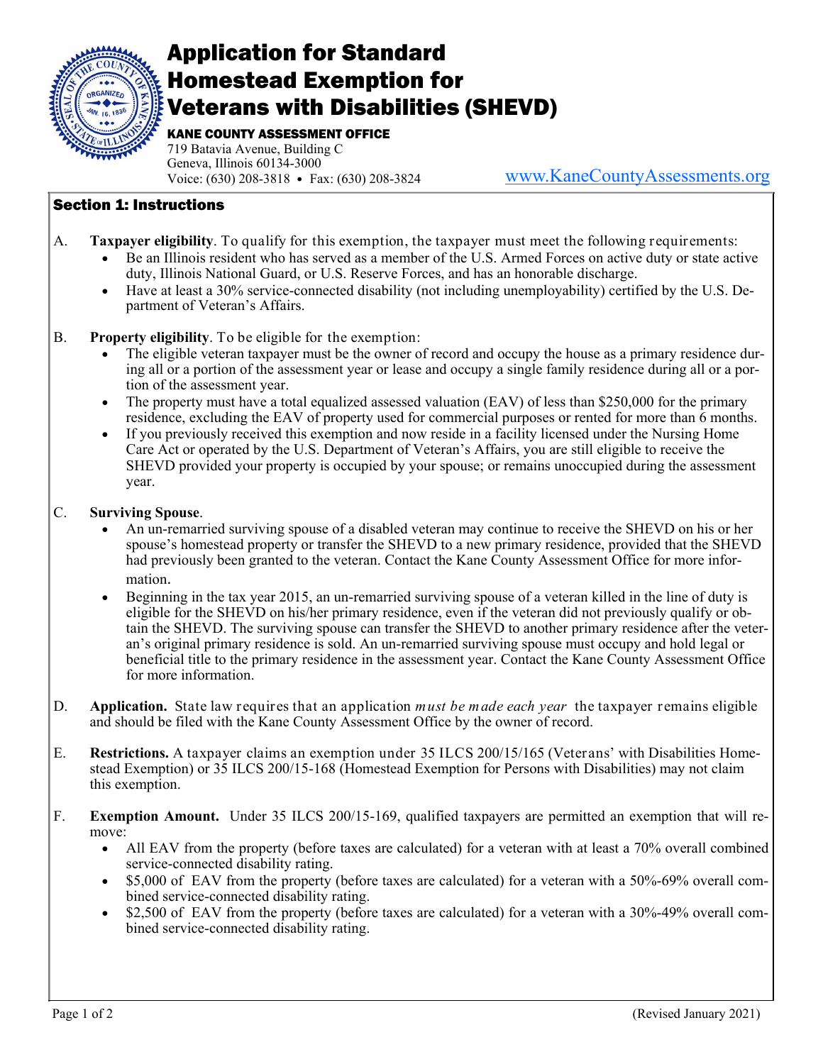# Application for Standard Homestead Exemption for Veterans with Disabilities (SHEVD)

**KANE COUNTY ASSESSMENT OFFICE**
719 Batavia Avenue, Building C
Geneva, Illinois 60134-3000
Voice: (630) 208-3818 • Fax: (630) 208-3824

www.KaneCountyAssessments.org

## Section 1: Instructions

A. **Taxpayer eligibility**. To qualify for this exemption, the taxpayer must meet the following requirements:
- Be an Illinois resident who has served as a member of the U.S. Armed Forces on active duty or state active duty, Illinois National Guard, or U.S. Reserve Forces, and has an honorable discharge.
- Have at least a 30% service-connected disability (not including unemployability) certified by the U.S. Department of Veteran's Affairs.

B. **Property eligibility**. To be eligible for the exemption:
- The eligible veteran taxpayer must be the owner of record and occupy the house as a primary residence during all or a portion of the assessment year or lease and occupy a single family residence during all or a portion of the assessment year.
- The property must have a total equalized assessed valuation (EAV) of less than $250,000 for the primary residence, excluding the EAV of property used for commercial purposes or rented for more than 6 months.
- If you previously received this exemption and now reside in a facility licensed under the Nursing Home Care Act or operated by the U.S. Department of Veteran's Affairs, you are still eligible to receive the SHEVD provided your property is occupied by your spouse; or remains unoccupied during the assessment year.

C. **Surviving Spouse**.
- An un-remarried surviving spouse of a disabled veteran may continue to receive the SHEVD on his or her spouse's homestead property or transfer the SHEVD to a new primary residence, provided that the SHEVD had previously been granted to the veteran. Contact the Kane County Assessment Office for more information.
- Beginning in the tax year 2015, an un-remarried surviving spouse of a veteran killed in the line of duty is eligible for the SHEVD on his/her primary residence, even if the veteran did not previously qualify or obtain the SHEVD. The surviving spouse can transfer the SHEVD to another primary residence after the veteran's original primary residence is sold. An un-remarried surviving spouse must occupy and hold legal or beneficial title to the primary residence in the assessment year. Contact the Kane County Assessment Office for more information.

D. **Application.** State law requires that an application *must be made each year* the taxpayer remains eligible and should be filed with the Kane County Assessment Office by the owner of record.

E. **Restrictions.** A taxpayer claims an exemption under 35 ILCS 200/15/165 (Veterans' with Disabilities Homestead Exemption) or 35 ILCS 200/15-168 (Homestead Exemption for Persons with Disabilities) may not claim this exemption.

F. **Exemption Amount.** Under 35 ILCS 200/15-169, qualified taxpayers are permitted an exemption that will remove:
- All EAV from the property (before taxes are calculated) for a veteran with at least a 70% overall combined service-connected disability rating.
- $5,000 of EAV from the property (before taxes are calculated) for a veteran with a 50%-69% overall combined service-connected disability rating.
- $2,500 of EAV from the property (before taxes are calculated) for a veteran with a 30%-49% overall combined service-connected disability rating.

(Revised January 2021)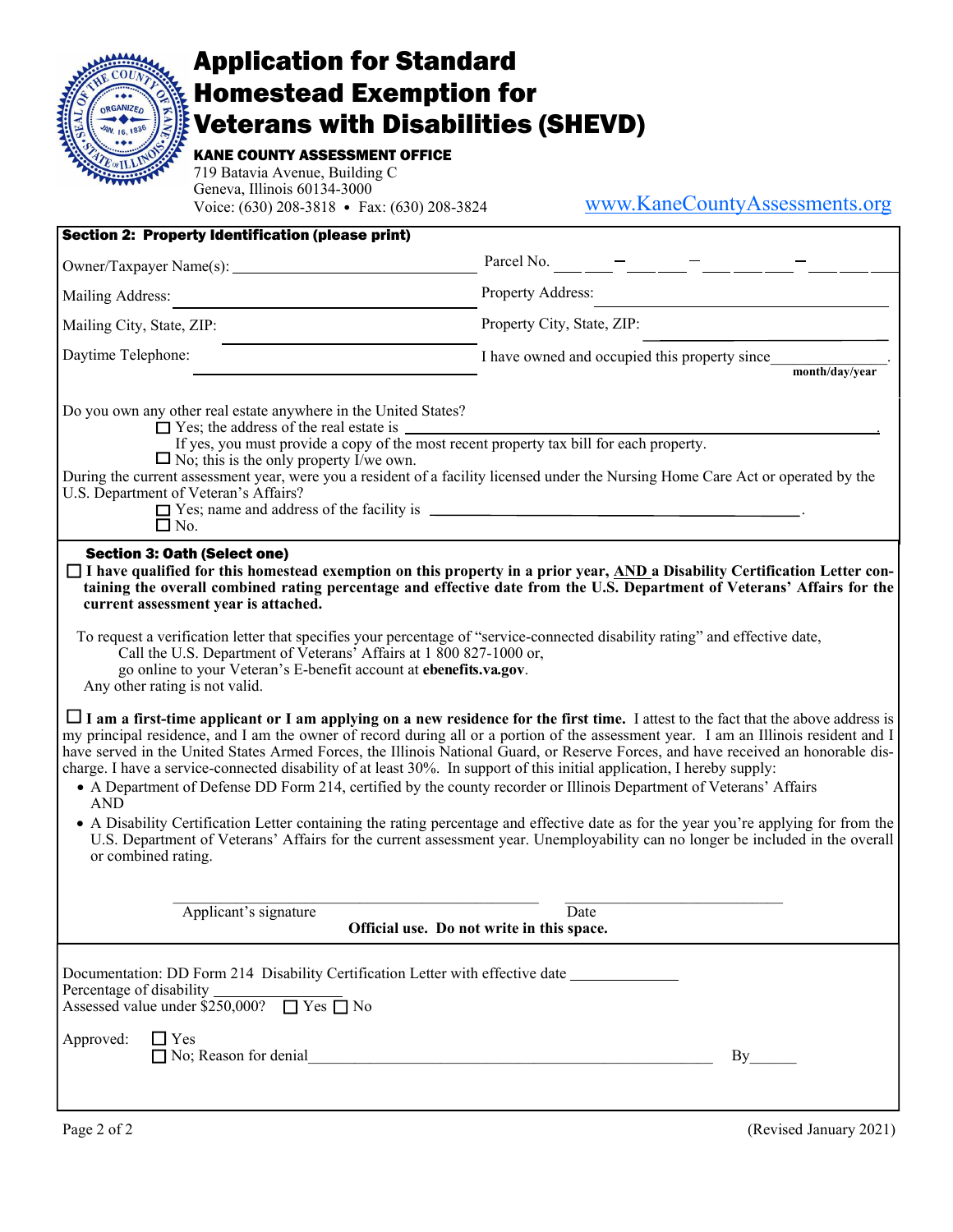# Application for Standard Homestead Exemption for Veterans with Disabilities (SHEVD)

**KANE COUNTY ASSESSMENT OFFICE**
719 Batavia Avenue, Building C
Geneva, Illinois 60134-3000
Voice: (630) 208-3818 • Fax: (630) 208-3824

www.KaneCountyAssessments.org

**Section 2: Property Identification (please print)**

Owner/Taxpayer Name(s): ______________________

Parcel No. ___ ___ – ___ ___ – ___ ___ ___ – ___ ___ ___

Mailing Address: ______________________

Property Address: ______________________

Mailing City, State, ZIP: ______________________

Property City, State, ZIP: ______________________

Daytime Telephone: ______________________

I have owned and occupied this property since ______________ (month/day/year).

Do you own any other real estate anywhere in the United States?

☐ Yes; the address of the real estate is ______________________.
If yes, you must provide a copy of the most recent property tax bill for each property.

☐ No; this is the only property I/we own.

During the current assessment year, were you a resident of a facility licensed under the Nursing Home Care Act or operated by the U.S. Department of Veteran's Affairs?

☐ Yes; name and address of the facility is ______________________.

☐ No.

**Section 3: Oath (Select one)**

☐ **I have qualified for this homestead exemption on this property in a prior year, AND a Disability Certification Letter containing the overall combined rating percentage and effective date from the U.S. Department of Veterans' Affairs for the current assessment year is attached.**

To request a verification letter that specifies your percentage of "service-connected disability rating" and effective date,
Call the U.S. Department of Veterans' Affairs at 1 800 827-1000 or,
go online to your Veteran's E-benefit account at **ebenefits.va.gov**.
Any other rating is not valid.

☐ **I am a first-time applicant or I am applying on a new residence for the first time.** I attest to the fact that the above address is my principal residence, and I am the owner of record during all or a portion of the assessment year. I am an Illinois resident and I have served in the United States Armed Forces, the Illinois National Guard, or Reserve Forces, and have received an honorable discharge. I have a service-connected disability of at least 30%. In support of this initial application, I hereby supply:

- A Department of Defense DD Form 214, certified by the county recorder or Illinois Department of Veterans' Affairs
  AND
- A Disability Certification Letter containing the rating percentage and effective date as for the year you're applying for from the U.S. Department of Veterans' Affairs for the current assessment year. Unemployability can no longer be included in the overall or combined rating.

______________________ Applicant's signature

______________________ Date

**Official use. Do not write in this space.**

Documentation: DD Form 214 Disability Certification Letter with effective date ______________

Percentage of disability ______________

Assessed value under $250,000? ☐ Yes ☐ No

Approved: ☐ Yes
☐ No; Reason for denial ______________________ By______

(Revised January 2021)